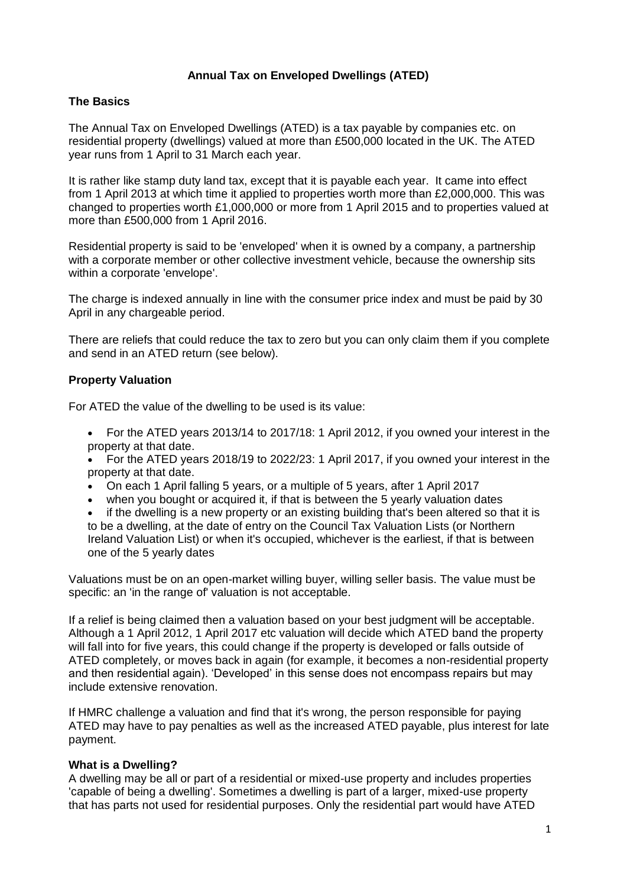# Annual Tax on Enveloped Dwellings (ATED)

## The Basics

The Annual Tax on Enveloped Dwellings (ATED) is a tax payable by companies etc. on residential property (dwellings) valued at more than £500,000 located in the UK. The ATED year runs from 1 April to 31 March each year.

It is rather like stamp duty land tax, except that it is payable each year. It came into effect from 1 April 2013 at which time it applied to properties worth more than £2,000,000. This was changed to properties worth £1,000,000 or more from 1 April 2015 and to properties valued at more than £500,000 from 1 April 2016.

Residential property is said to be 'enveloped' when it is owned by a company, a partnership with a corporate member or other collective investment vehicle, because the ownership sits within a corporate 'envelope'.

The charge is indexed annually in line with the consumer price index and must be paid by 30 April in any chargeable period.

There are reliefs that could reduce the tax to zero but you can only claim them if you complete and send in an ATED return (see below).

## Property Valuation

For ATED the value of the dwelling to be used is its value:

- For the ATED years 2013/14 to 2017/18: 1 April 2012, if you owned your interest in the property at that date.
- For the ATED years 2018/19 to 2022/23: 1 April 2017, if you owned your interest in the property at that date.
- On each 1 April falling 5 years, or a multiple of 5 years, after 1 April 2017
- when you bought or acquired it, if that is between the 5 yearly valuation dates
- if the dwelling is a new property or an existing building that's been altered so that it is to be a dwelling, at the date of entry on the Council Tax Valuation Lists (or Northern Ireland Valuation List) or when it's occupied, whichever is the earliest, if that is between one of the 5 yearly dates

Valuations must be on an open-market willing buyer, willing seller basis. The value must be specific: an 'in the range of' valuation is not acceptable.

If a relief is being claimed then a valuation based on your best judgment will be acceptable. Although a 1 April 2012, 1 April 2017 etc valuation will decide which ATED band the property will fall into for five years, this could change if the property is developed or falls outside of ATED completely, or moves back in again (for example, it becomes a non-residential property and then residential again). 'Developed' in this sense does not encompass repairs but may include extensive renovation.

If HMRC challenge a valuation and find that it's wrong, the person responsible for paying ATED may have to pay penalties as well as the increased ATED payable, plus interest for late payment.

## What is a Dwelling?

A dwelling may be all or part of a residential or mixed-use property and includes properties 'capable of being a dwelling'. Sometimes a dwelling is part of a larger, mixed-use property that has parts not used for residential purposes. Only the residential part would have ATED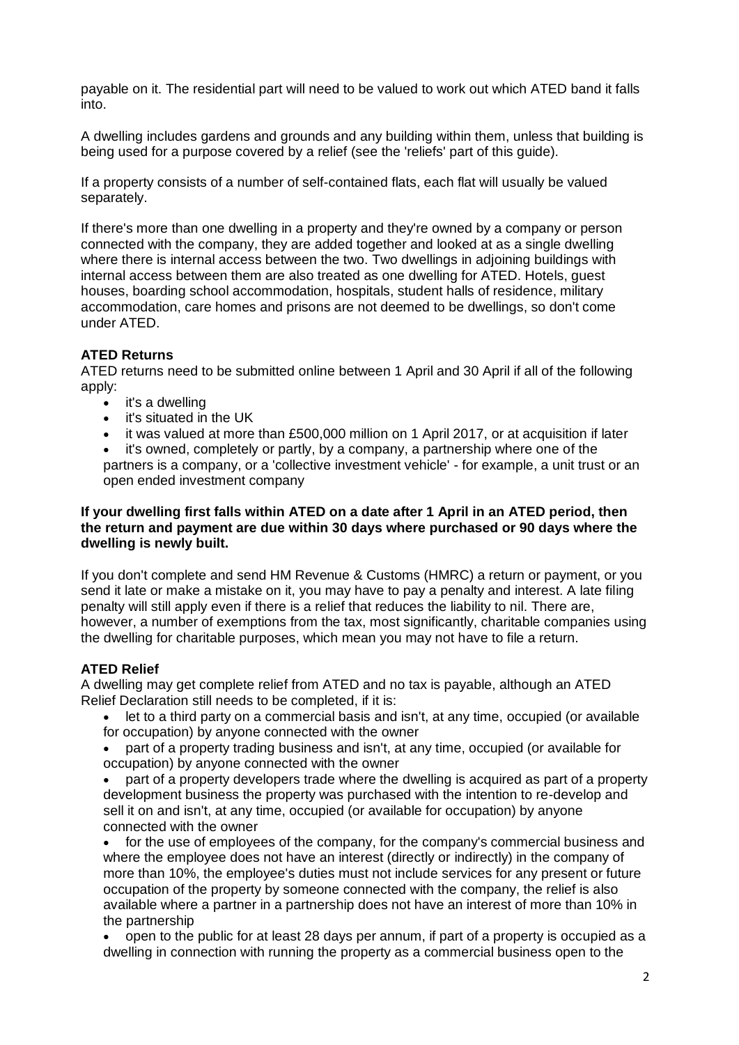payable on it. The residential part will need to be valued to work out which ATED band it falls into.

A dwelling includes gardens and grounds and any building within them, unless that building is being used for a purpose covered by a relief (see the 'reliefs' part of this guide).

If a property consists of a number of self-contained flats, each flat will usually be valued separately.

If there's more than one dwelling in a property and they're owned by a company or person connected with the company, they are added together and looked at as a single dwelling where there is internal access between the two. Two dwellings in adjoining buildings with internal access between them are also treated as one dwelling for ATED. Hotels, guest houses, boarding school accommodation, hospitals, student halls of residence, military accommodation, care homes and prisons are not deemed to be dwellings, so don't come under ATED.

**ATED Returns**

ATED returns need to be submitted online between 1 April and 30 April if all of the following apply:

- it's a dwelling
- it's situated in the UK
- it was valued at more than £500,000 million on 1 April 2017, or at acquisition if later
- it's owned, completely or partly, by a company, a partnership where one of the partners is a company, or a 'collective investment vehicle' - for example, a unit trust or an open ended investment company

**If your dwelling first falls within ATED on a date after 1 April in an ATED period, then the return and payment are due within 30 days where purchased or 90 days where the dwelling is newly built.**

If you don't complete and send HM Revenue & Customs (HMRC) a return or payment, or you send it late or make a mistake on it, you may have to pay a penalty and interest. A late filing penalty will still apply even if there is a relief that reduces the liability to nil. There are, however, a number of exemptions from the tax, most significantly, charitable companies using the dwelling for charitable purposes, which mean you may not have to file a return.

**ATED Relief**

A dwelling may get complete relief from ATED and no tax is payable, although an ATED Relief Declaration still needs to be completed, if it is:

- let to a third party on a commercial basis and isn't, at any time, occupied (or available for occupation) by anyone connected with the owner
- part of a property trading business and isn't, at any time, occupied (or available for occupation) by anyone connected with the owner
- part of a property developers trade where the dwelling is acquired as part of a property development business the property was purchased with the intention to re-develop and sell it on and isn't, at any time, occupied (or available for occupation) by anyone connected with the owner
- for the use of employees of the company, for the company's commercial business and where the employee does not have an interest (directly or indirectly) in the company of more than 10%, the employee's duties must not include services for any present or future occupation of the property by someone connected with the company, the relief is also available where a partner in a partnership does not have an interest of more than 10% in the partnership
- open to the public for at least 28 days per annum, if part of a property is occupied as a dwelling in connection with running the property as a commercial business open to the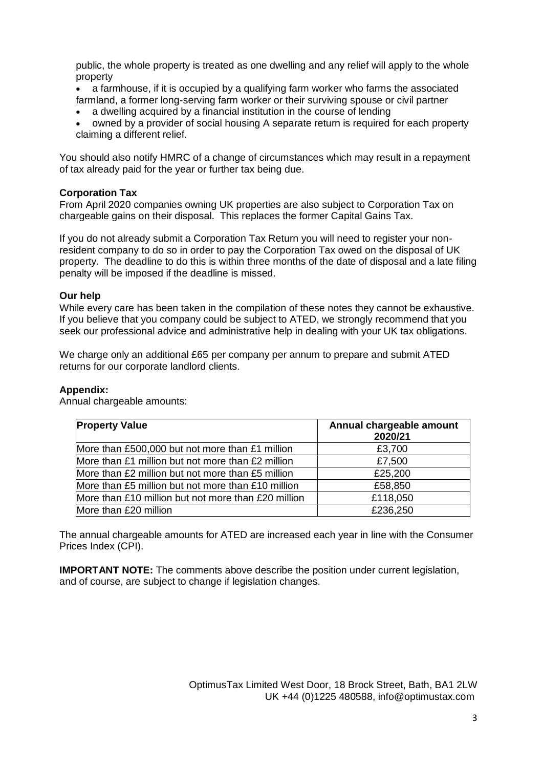public, the whole property is treated as one dwelling and any relief will apply to the whole property

- a farmhouse, if it is occupied by a qualifying farm worker who farms the associated farmland, a former long-serving farm worker or their surviving spouse or civil partner
- a dwelling acquired by a financial institution in the course of lending
- owned by a provider of social housing A separate return is required for each property claiming a different relief.

You should also notify HMRC of a change of circumstances which may result in a repayment of tax already paid for the year or further tax being due.

**Corporation Tax**

From April 2020 companies owning UK properties are also subject to Corporation Tax on chargeable gains on their disposal. This replaces the former Capital Gains Tax.

If you do not already submit a Corporation Tax Return you will need to register your non-resident company to do so in order to pay the Corporation Tax owed on the disposal of UK property. The deadline to do this is within three months of the date of disposal and a late filing penalty will be imposed if the deadline is missed.

**Our help**

While every care has been taken in the compilation of these notes they cannot be exhaustive. If you believe that you company could be subject to ATED, we strongly recommend that you seek our professional advice and administrative help in dealing with your UK tax obligations.

We charge only an additional £65 per company per annum to prepare and submit ATED returns for our corporate landlord clients.

**Appendix:**

Annual chargeable amounts:

| Property Value | Annual chargeable amount 2020/21 |
|---|---|
| More than £500,000 but not more than £1 million | £3,700 |
| More than £1 million but not more than £2 million | £7,500 |
| More than £2 million but not more than £5 million | £25,200 |
| More than £5 million but not more than £10 million | £58,850 |
| More than £10 million but not more than £20 million | £118,050 |
| More than £20 million | £236,250 |

The annual chargeable amounts for ATED are increased each year in line with the Consumer Prices Index (CPI).

**IMPORTANT NOTE:** The comments above describe the position under current legislation, and of course, are subject to change if legislation changes.

OptimusTax Limited West Door, 18 Brock Street, Bath, BA1 2LW
UK +44 (0)1225 480588, info@optimustax.com